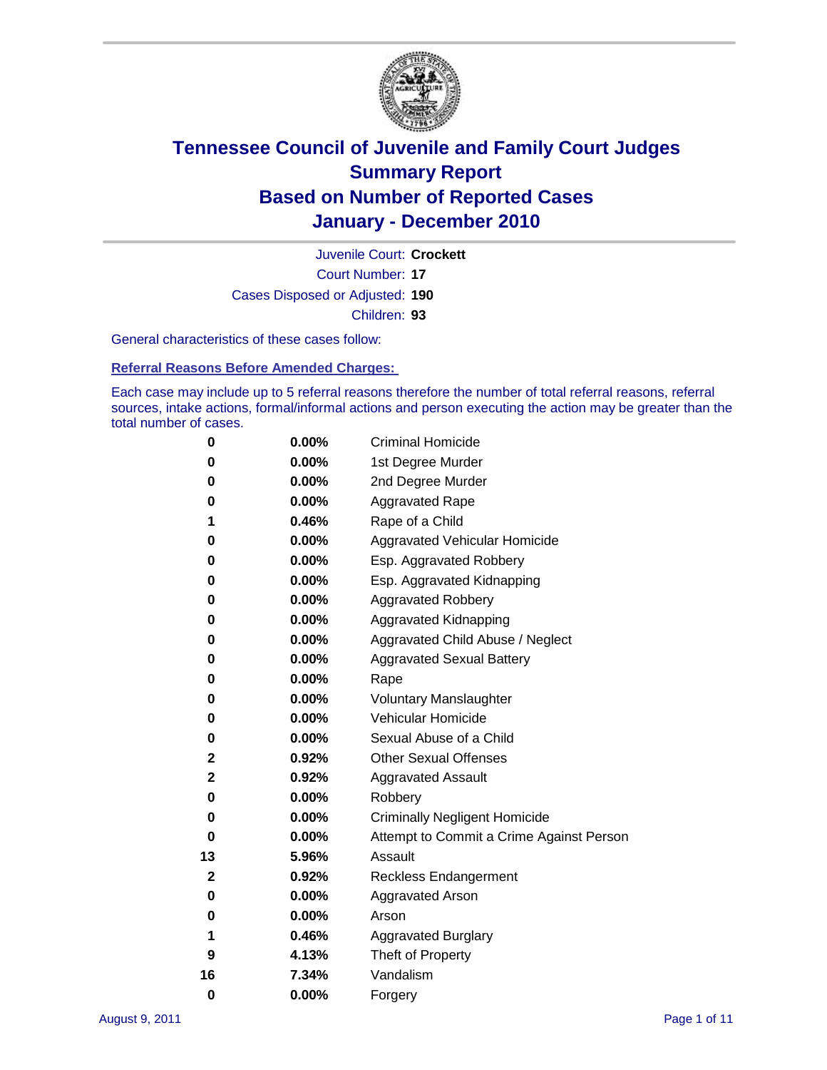# Tennessee Council of Juvenile and Family Court Judges
# Summary Report
# Based on Number of Reported Cases
# January - December 2010

Juvenile Court: **Crockett**

Court Number: **17**

Cases Disposed or Adjusted: **190**

Children: **93**

General characteristics of these cases follow:

## Referral Reasons Before Amended Charges:

Each case may include up to 5 referral reasons therefore the number of total referral reasons, referral sources, intake actions, formal/informal actions and person executing the action may be greater than the total number of cases.

| Count | Percent | Referral Reason |
|---|---|---|
| 0 | 0.00% | Criminal Homicide |
| 0 | 0.00% | 1st Degree Murder |
| 0 | 0.00% | 2nd Degree Murder |
| 0 | 0.00% | Aggravated Rape |
| 1 | 0.46% | Rape of a Child |
| 0 | 0.00% | Aggravated Vehicular Homicide |
| 0 | 0.00% | Esp. Aggravated Robbery |
| 0 | 0.00% | Esp. Aggravated Kidnapping |
| 0 | 0.00% | Aggravated Robbery |
| 0 | 0.00% | Aggravated Kidnapping |
| 0 | 0.00% | Aggravated Child Abuse / Neglect |
| 0 | 0.00% | Aggravated Sexual Battery |
| 0 | 0.00% | Rape |
| 0 | 0.00% | Voluntary Manslaughter |
| 0 | 0.00% | Vehicular Homicide |
| 0 | 0.00% | Sexual Abuse of a Child |
| 2 | 0.92% | Other Sexual Offenses |
| 2 | 0.92% | Aggravated Assault |
| 0 | 0.00% | Robbery |
| 0 | 0.00% | Criminally Negligent Homicide |
| 0 | 0.00% | Attempt to Commit a Crime Against Person |
| 13 | 5.96% | Assault |
| 2 | 0.92% | Reckless Endangerment |
| 0 | 0.00% | Aggravated Arson |
| 0 | 0.00% | Arson |
| 1 | 0.46% | Aggravated Burglary |
| 9 | 4.13% | Theft of Property |
| 16 | 7.34% | Vandalism |
| 0 | 0.00% | Forgery |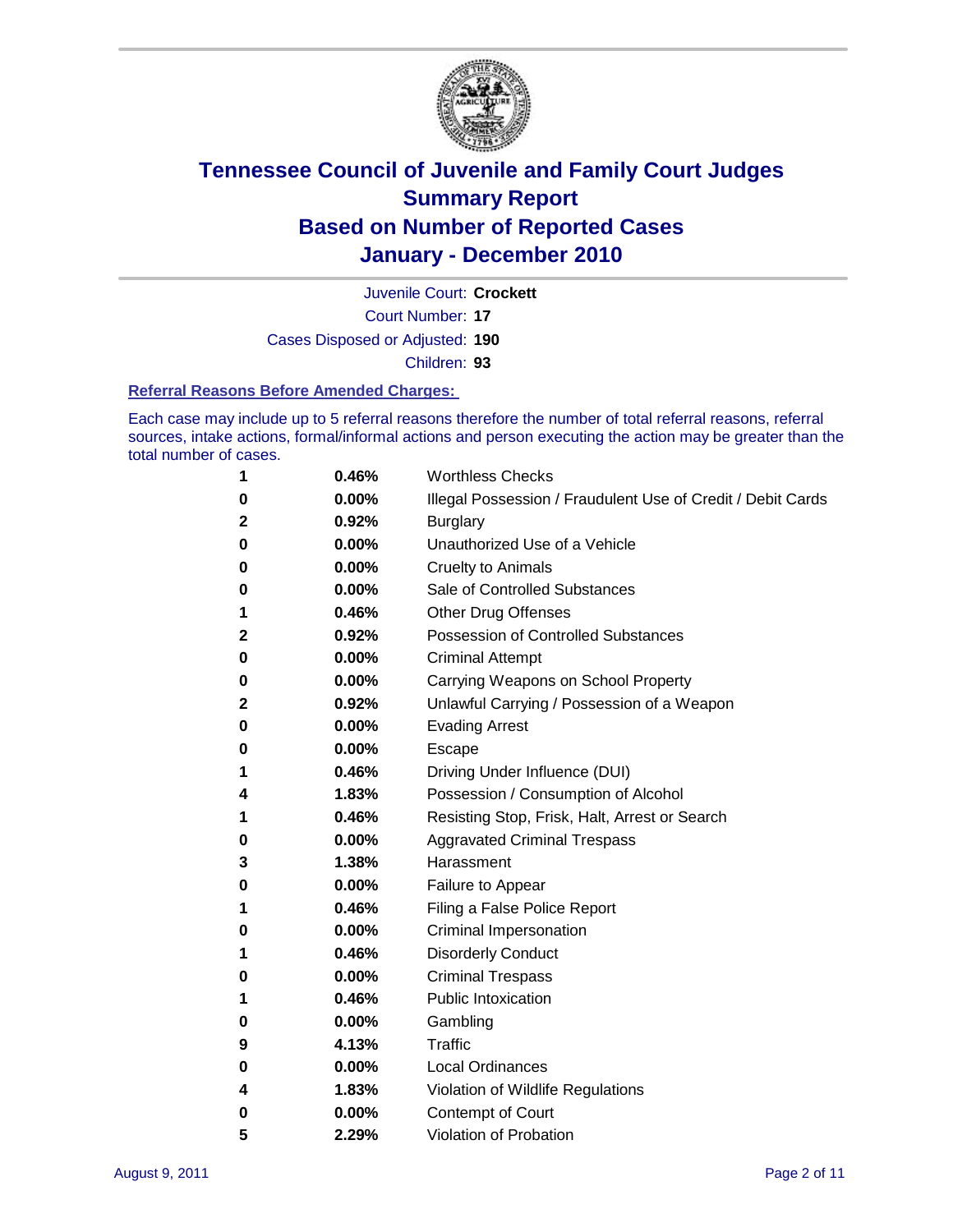# Tennessee Council of Juvenile and Family Court Judges
## Summary Report
## Based on Number of Reported Cases
## January - December 2010

Juvenile Court: **Crockett**

Court Number: **17**

Cases Disposed or Adjusted: **190**

Children: **93**

### Referral Reasons Before Amended Charges:

Each case may include up to 5 referral reasons therefore the number of total referral reasons, referral sources, intake actions, formal/informal actions and person executing the action may be greater than the total number of cases.

| | | |
|---|---|---|
| 1 | 0.46% | Worthless Checks |
| 0 | 0.00% | Illegal Possession / Fraudulent Use of Credit / Debit Cards |
| 2 | 0.92% | Burglary |
| 0 | 0.00% | Unauthorized Use of a Vehicle |
| 0 | 0.00% | Cruelty to Animals |
| 0 | 0.00% | Sale of Controlled Substances |
| 1 | 0.46% | Other Drug Offenses |
| 2 | 0.92% | Possession of Controlled Substances |
| 0 | 0.00% | Criminal Attempt |
| 0 | 0.00% | Carrying Weapons on School Property |
| 2 | 0.92% | Unlawful Carrying / Possession of a Weapon |
| 0 | 0.00% | Evading Arrest |
| 0 | 0.00% | Escape |
| 1 | 0.46% | Driving Under Influence (DUI) |
| 4 | 1.83% | Possession / Consumption of Alcohol |
| 1 | 0.46% | Resisting Stop, Frisk, Halt, Arrest or Search |
| 0 | 0.00% | Aggravated Criminal Trespass |
| 3 | 1.38% | Harassment |
| 0 | 0.00% | Failure to Appear |
| 1 | 0.46% | Filing a False Police Report |
| 0 | 0.00% | Criminal Impersonation |
| 1 | 0.46% | Disorderly Conduct |
| 0 | 0.00% | Criminal Trespass |
| 1 | 0.46% | Public Intoxication |
| 0 | 0.00% | Gambling |
| 9 | 4.13% | Traffic |
| 0 | 0.00% | Local Ordinances |
| 4 | 1.83% | Violation of Wildlife Regulations |
| 0 | 0.00% | Contempt of Court |
| 5 | 2.29% | Violation of Probation |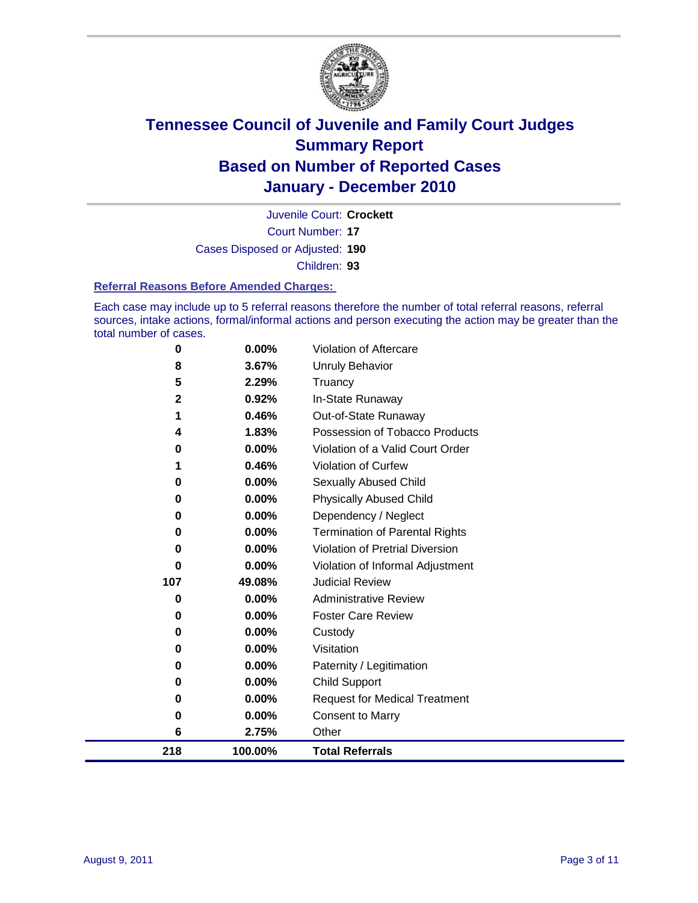# Tennessee Council of Juvenile and Family Court Judges
## Summary Report
## Based on Number of Reported Cases
## January - December 2010

Juvenile Court: **Crockett**

Court Number: **17**

Cases Disposed or Adjusted: **190**

Children: **93**

### Referral Reasons Before Amended Charges:

Each case may include up to 5 referral reasons therefore the number of total referral reasons, referral sources, intake actions, formal/informal actions and person executing the action may be greater than the total number of cases.

| Count | Percent | Referral Reason |
|---|---|---|
| 0 | 0.00% | Violation of Aftercare |
| 8 | 3.67% | Unruly Behavior |
| 5 | 2.29% | Truancy |
| 2 | 0.92% | In-State Runaway |
| 1 | 0.46% | Out-of-State Runaway |
| 4 | 1.83% | Possession of Tobacco Products |
| 0 | 0.00% | Violation of a Valid Court Order |
| 1 | 0.46% | Violation of Curfew |
| 0 | 0.00% | Sexually Abused Child |
| 0 | 0.00% | Physically Abused Child |
| 0 | 0.00% | Dependency / Neglect |
| 0 | 0.00% | Termination of Parental Rights |
| 0 | 0.00% | Violation of Pretrial Diversion |
| 0 | 0.00% | Violation of Informal Adjustment |
| 107 | 49.08% | Judicial Review |
| 0 | 0.00% | Administrative Review |
| 0 | 0.00% | Foster Care Review |
| 0 | 0.00% | Custody |
| 0 | 0.00% | Visitation |
| 0 | 0.00% | Paternity / Legitimation |
| 0 | 0.00% | Child Support |
| 0 | 0.00% | Request for Medical Treatment |
| 0 | 0.00% | Consent to Marry |
| 6 | 2.75% | Other |
| **218** | **100.00%** | **Total Referrals** |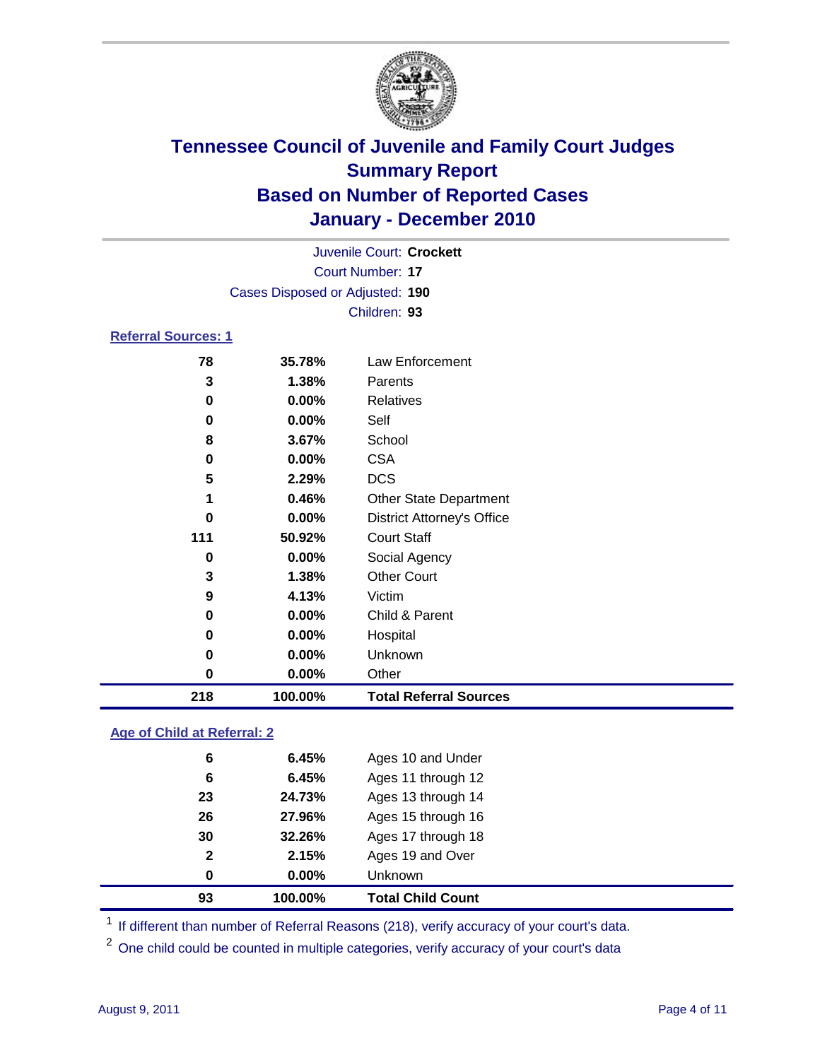# Tennessee Council of Juvenile and Family Court Judges
## Summary Report
## Based on Number of Reported Cases
## January - December 2010

Juvenile Court: **Crockett**
Court Number: **17**
Cases Disposed or Adjusted: **190**
Children: **93**

### Referral Sources: 1

| Count | Percent | Source |
|---|---|---|
| 78 | 35.78% | Law Enforcement |
| 3 | 1.38% | Parents |
| 0 | 0.00% | Relatives |
| 0 | 0.00% | Self |
| 8 | 3.67% | School |
| 0 | 0.00% | CSA |
| 5 | 2.29% | DCS |
| 1 | 0.46% | Other State Department |
| 0 | 0.00% | District Attorney's Office |
| 111 | 50.92% | Court Staff |
| 0 | 0.00% | Social Agency |
| 3 | 1.38% | Other Court |
| 9 | 4.13% | Victim |
| 0 | 0.00% | Child & Parent |
| 0 | 0.00% | Hospital |
| 0 | 0.00% | Unknown |
| 0 | 0.00% | Other |
| **218** | **100.00%** | **Total Referral Sources** |

### Age of Child at Referral: 2

| Count | Percent | Age |
|---|---|---|
| 6 | 6.45% | Ages 10 and Under |
| 6 | 6.45% | Ages 11 through 12 |
| 23 | 24.73% | Ages 13 through 14 |
| 26 | 27.96% | Ages 15 through 16 |
| 30 | 32.26% | Ages 17 through 18 |
| 2 | 2.15% | Ages 19 and Over |
| 0 | 0.00% | Unknown |
| **93** | **100.00%** | **Total Child Count** |

[1] If different than number of Referral Reasons (218), verify accuracy of your court's data.

[2] One child could be counted in multiple categories, verify accuracy of your court's data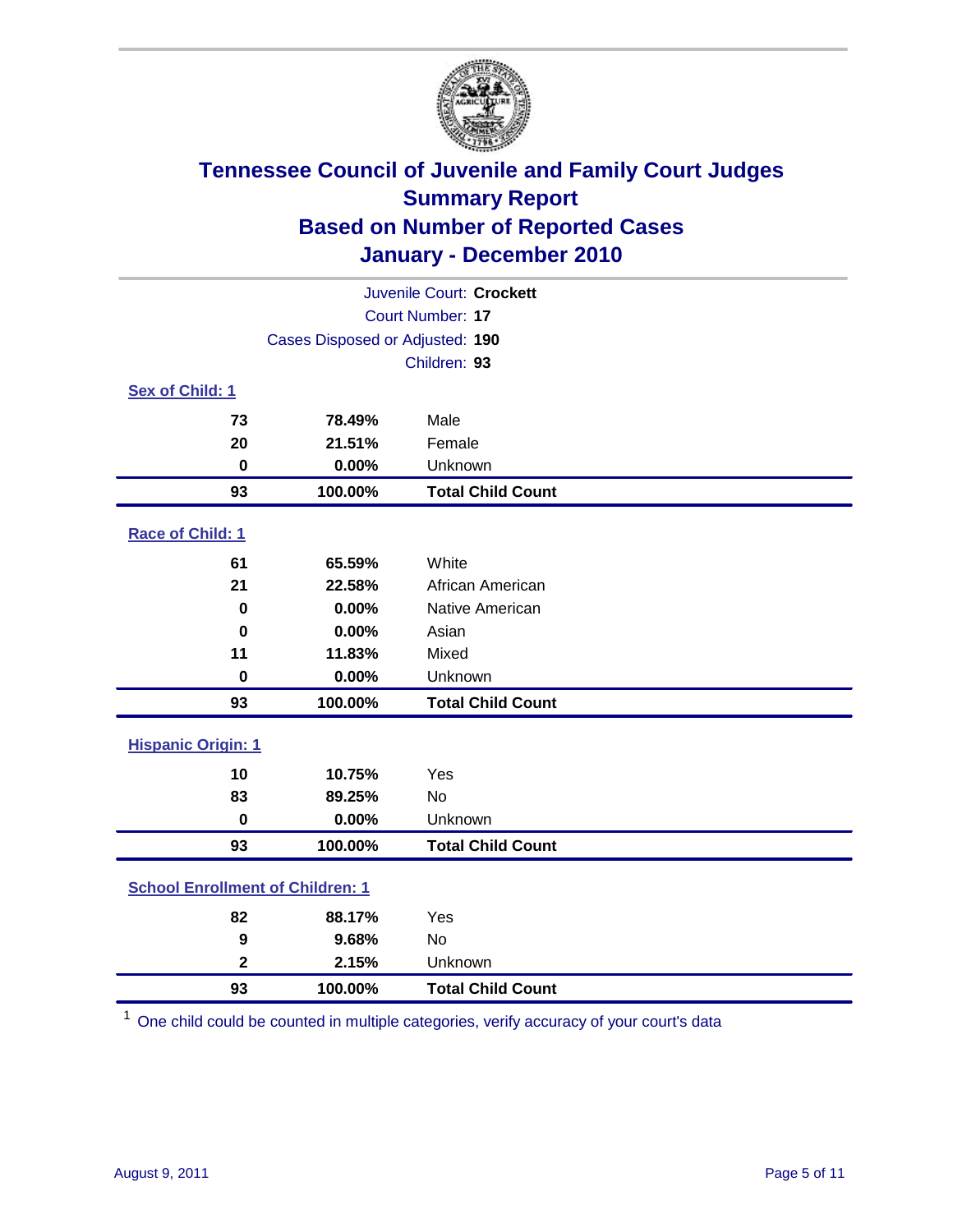# Tennessee Council of Juvenile and Family Court Judges
## Summary Report
## Based on Number of Reported Cases
## January - December 2010

Juvenile Court: **Crockett**
Court Number: **17**
Cases Disposed or Adjusted: **190**
Children: **93**

### Sex of Child: 1

| | | |
|---|---|---|
| 73 | 78.49% | Male |
| 20 | 21.51% | Female |
| 0 | 0.00% | Unknown |
| **93** | **100.00%** | **Total Child Count** |

### Race of Child: 1

| | | |
|---|---|---|
| 61 | 65.59% | White |
| 21 | 22.58% | African American |
| 0 | 0.00% | Native American |
| 0 | 0.00% | Asian |
| 11 | 11.83% | Mixed |
| 0 | 0.00% | Unknown |
| **93** | **100.00%** | **Total Child Count** |

### Hispanic Origin: 1

| | | |
|---|---|---|
| 10 | 10.75% | Yes |
| 83 | 89.25% | No |
| 0 | 0.00% | Unknown |
| **93** | **100.00%** | **Total Child Count** |

### School Enrollment of Children: 1

| | | |
|---|---|---|
| 82 | 88.17% | Yes |
| 9 | 9.68% | No |
| 2 | 2.15% | Unknown |
| **93** | **100.00%** | **Total Child Count** |

[1] One child could be counted in multiple categories, verify accuracy of your court's data

August 9, 2011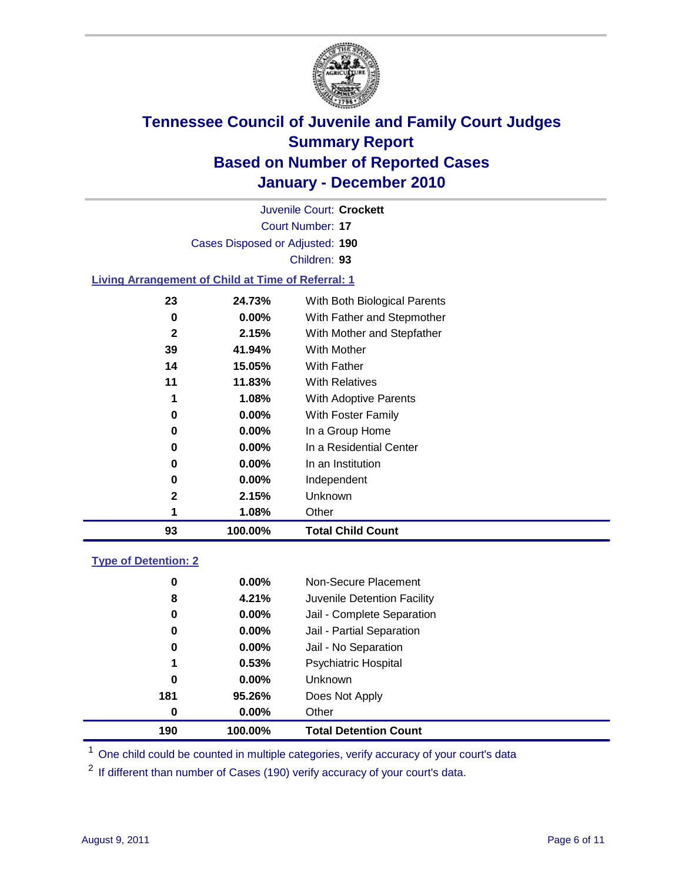# Tennessee Council of Juvenile and Family Court Judges
## Summary Report
## Based on Number of Reported Cases
## January - December 2010

Juvenile Court: **Crockett**

Court Number: **17**

Cases Disposed or Adjusted: **190**

Children: **93**

### Living Arrangement of Child at Time of Referral: 1

| Count | Percent | Category |
|---|---|---|
| 23 | 24.73% | With Both Biological Parents |
| 0 | 0.00% | With Father and Stepmother |
| 2 | 2.15% | With Mother and Stepfather |
| 39 | 41.94% | With Mother |
| 14 | 15.05% | With Father |
| 11 | 11.83% | With Relatives |
| 1 | 1.08% | With Adoptive Parents |
| 0 | 0.00% | With Foster Family |
| 0 | 0.00% | In a Group Home |
| 0 | 0.00% | In a Residential Center |
| 0 | 0.00% | In an Institution |
| 0 | 0.00% | Independent |
| 2 | 2.15% | Unknown |
| 1 | 1.08% | Other |
| **93** | **100.00%** | **Total Child Count** |

### Type of Detention: 2

| Count | Percent | Category |
|---|---|---|
| 0 | 0.00% | Non-Secure Placement |
| 8 | 4.21% | Juvenile Detention Facility |
| 0 | 0.00% | Jail - Complete Separation |
| 0 | 0.00% | Jail - Partial Separation |
| 0 | 0.00% | Jail - No Separation |
| 1 | 0.53% | Psychiatric Hospital |
| 0 | 0.00% | Unknown |
| 181 | 95.26% | Does Not Apply |
| 0 | 0.00% | Other |
| **190** | **100.00%** | **Total Detention Count** |

[1] One child could be counted in multiple categories, verify accuracy of your court's data

[2] If different than number of Cases (190) verify accuracy of your court's data.

August 9, 2011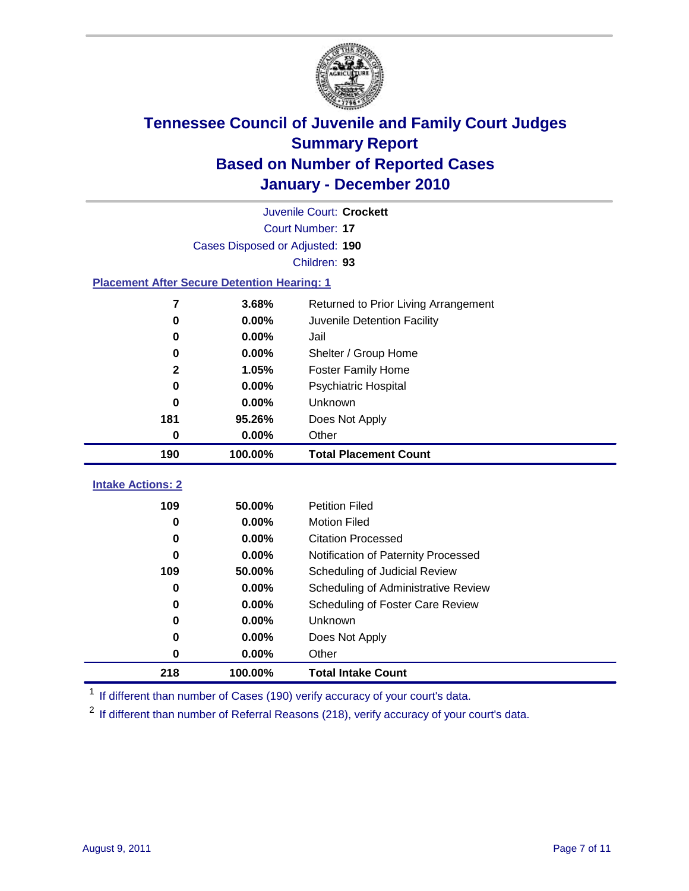# Tennessee Council of Juvenile and Family Court Judges
## Summary Report
## Based on Number of Reported Cases
## January - December 2010

Juvenile Court: **Crockett**

Court Number: **17**

Cases Disposed or Adjusted: **190**

Children: **93**

### Placement After Secure Detention Hearing: 1

| | | |
|---|---|---|
| 7 | 3.68% | Returned to Prior Living Arrangement |
| 0 | 0.00% | Juvenile Detention Facility |
| 0 | 0.00% | Jail |
| 0 | 0.00% | Shelter / Group Home |
| 2 | 1.05% | Foster Family Home |
| 0 | 0.00% | Psychiatric Hospital |
| 0 | 0.00% | Unknown |
| 181 | 95.26% | Does Not Apply |
| 0 | 0.00% | Other |
| **190** | **100.00%** | **Total Placement Count** |

### Intake Actions: 2

| | | |
|---|---|---|
| 109 | 50.00% | Petition Filed |
| 0 | 0.00% | Motion Filed |
| 0 | 0.00% | Citation Processed |
| 0 | 0.00% | Notification of Paternity Processed |
| 109 | 50.00% | Scheduling of Judicial Review |
| 0 | 0.00% | Scheduling of Administrative Review |
| 0 | 0.00% | Scheduling of Foster Care Review |
| 0 | 0.00% | Unknown |
| 0 | 0.00% | Does Not Apply |
| 0 | 0.00% | Other |
| **218** | **100.00%** | **Total Intake Count** |

[1] If different than number of Cases (190) verify accuracy of your court's data.

[2] If different than number of Referral Reasons (218), verify accuracy of your court's data.

August 9, 2011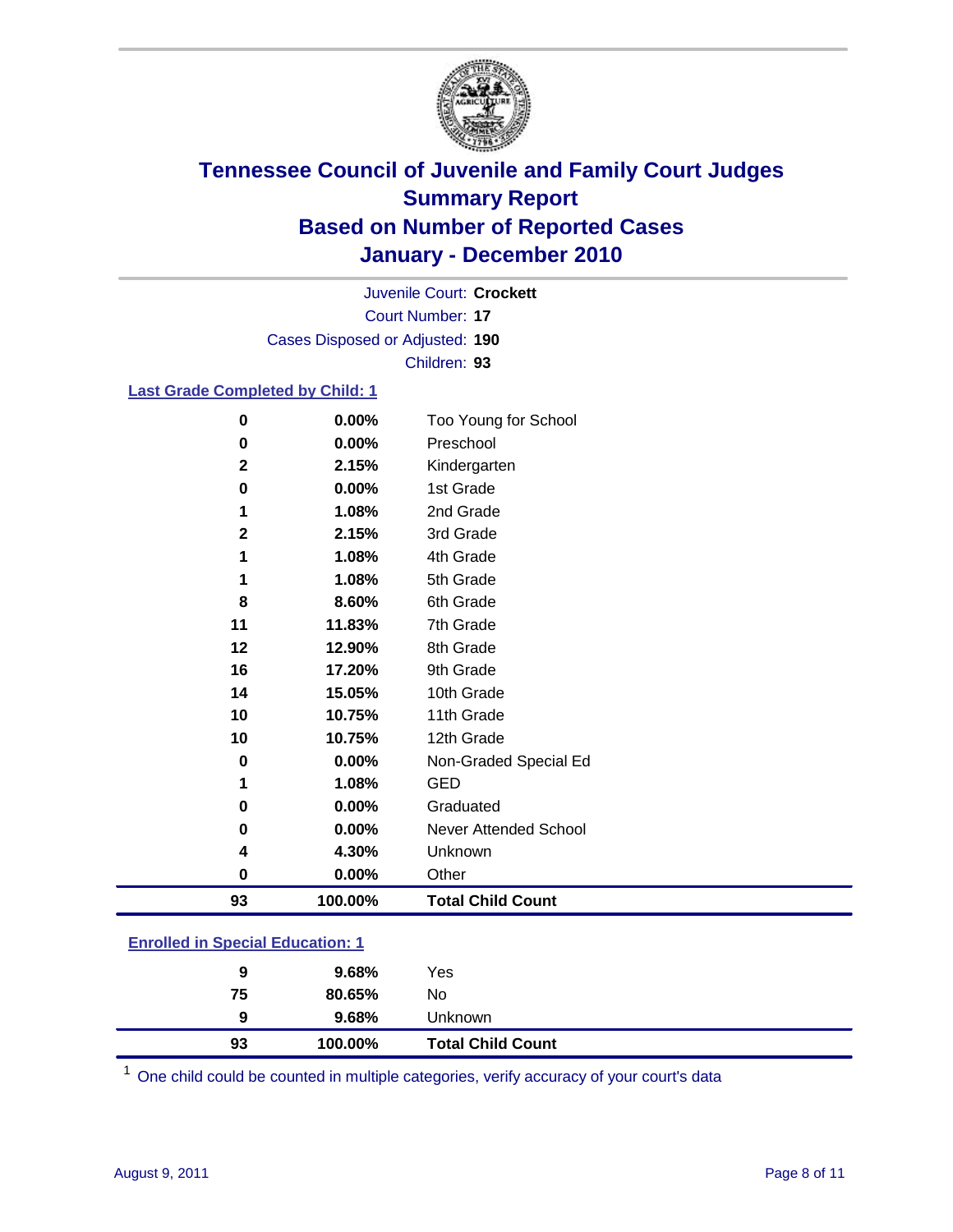# Tennessee Council of Juvenile and Family Court Judges
## Summary Report
## Based on Number of Reported Cases
## January - December 2010

Juvenile Court: **Crockett**

Court Number: **17**

Cases Disposed or Adjusted: **190**

Children: **93**

### Last Grade Completed by Child: 1

| Count | Percent | Category |
|---|---|---|
| 0 | 0.00% | Too Young for School |
| 0 | 0.00% | Preschool |
| 2 | 2.15% | Kindergarten |
| 0 | 0.00% | 1st Grade |
| 1 | 1.08% | 2nd Grade |
| 2 | 2.15% | 3rd Grade |
| 1 | 1.08% | 4th Grade |
| 1 | 1.08% | 5th Grade |
| 8 | 8.60% | 6th Grade |
| 11 | 11.83% | 7th Grade |
| 12 | 12.90% | 8th Grade |
| 16 | 17.20% | 9th Grade |
| 14 | 15.05% | 10th Grade |
| 10 | 10.75% | 11th Grade |
| 10 | 10.75% | 12th Grade |
| 0 | 0.00% | Non-Graded Special Ed |
| 1 | 1.08% | GED |
| 0 | 0.00% | Graduated |
| 0 | 0.00% | Never Attended School |
| 4 | 4.30% | Unknown |
| 0 | 0.00% | Other |
| **93** | **100.00%** | **Total Child Count** |

### Enrolled in Special Education: 1

| Count | Percent | Category |
|---|---|---|
| 9 | 9.68% | Yes |
| 75 | 80.65% | No |
| 9 | 9.68% | Unknown |
| **93** | **100.00%** | **Total Child Count** |

[1] One child could be counted in multiple categories, verify accuracy of your court's data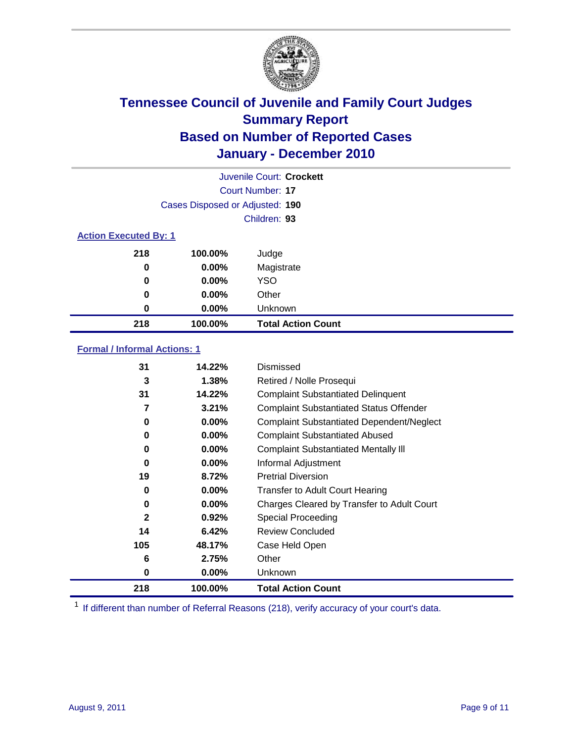# Tennessee Council of Juvenile and Family Court Judges
## Summary Report
## Based on Number of Reported Cases
## January - December 2010

Juvenile Court: **Crockett**

Court Number: **17**

Cases Disposed or Adjusted: **190**

Children: **93**

### Action Executed By: 1

| | | |
|---|---|---|
| 218 | 100.00% | Judge |
| 0 | 0.00% | Magistrate |
| 0 | 0.00% | YSO |
| 0 | 0.00% | Other |
| 0 | 0.00% | Unknown |
| **218** | **100.00%** | **Total Action Count** |

### Formal / Informal Actions: 1

| | | |
|---|---|---|
| 31 | 14.22% | Dismissed |
| 3 | 1.38% | Retired / Nolle Prosequi |
| 31 | 14.22% | Complaint Substantiated Delinquent |
| 7 | 3.21% | Complaint Substantiated Status Offender |
| 0 | 0.00% | Complaint Substantiated Dependent/Neglect |
| 0 | 0.00% | Complaint Substantiated Abused |
| 0 | 0.00% | Complaint Substantiated Mentally Ill |
| 0 | 0.00% | Informal Adjustment |
| 19 | 8.72% | Pretrial Diversion |
| 0 | 0.00% | Transfer to Adult Court Hearing |
| 0 | 0.00% | Charges Cleared by Transfer to Adult Court |
| 2 | 0.92% | Special Proceeding |
| 14 | 6.42% | Review Concluded |
| 105 | 48.17% | Case Held Open |
| 6 | 2.75% | Other |
| 0 | 0.00% | Unknown |
| **218** | **100.00%** | **Total Action Count** |

[1] If different than number of Referral Reasons (218), verify accuracy of your court's data.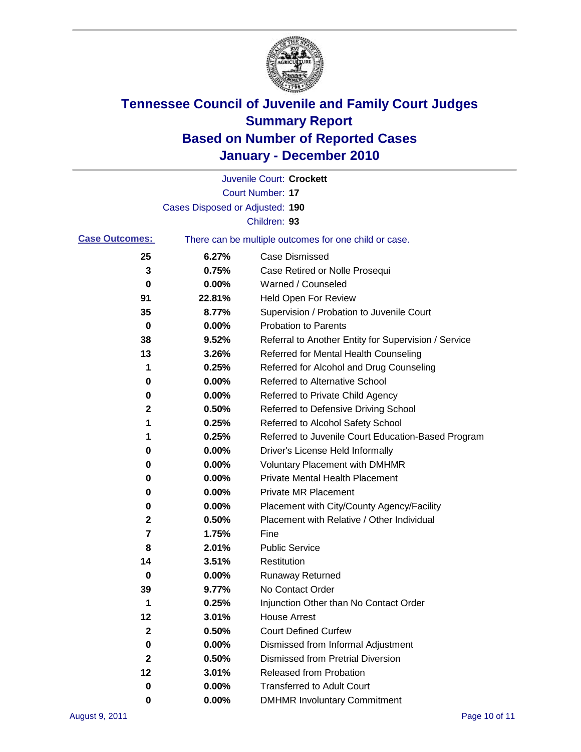# Tennessee Council of Juvenile and Family Court Judges
## Summary Report
## Based on Number of Reported Cases
## January - December 2010

Juvenile Court: **Crockett**

Court Number: **17**

Cases Disposed or Adjusted: **190**

Children: **93**

**Case Outcomes:** There can be multiple outcomes for one child or case.

| | | |
|---|---|---|
| 25 | 6.27% | Case Dismissed |
| 3 | 0.75% | Case Retired or Nolle Prosequi |
| 0 | 0.00% | Warned / Counseled |
| 91 | 22.81% | Held Open For Review |
| 35 | 8.77% | Supervision / Probation to Juvenile Court |
| 0 | 0.00% | Probation to Parents |
| 38 | 9.52% | Referral to Another Entity for Supervision / Service |
| 13 | 3.26% | Referred for Mental Health Counseling |
| 1 | 0.25% | Referred for Alcohol and Drug Counseling |
| 0 | 0.00% | Referred to Alternative School |
| 0 | 0.00% | Referred to Private Child Agency |
| 2 | 0.50% | Referred to Defensive Driving School |
| 1 | 0.25% | Referred to Alcohol Safety School |
| 1 | 0.25% | Referred to Juvenile Court Education-Based Program |
| 0 | 0.00% | Driver's License Held Informally |
| 0 | 0.00% | Voluntary Placement with DMHMR |
| 0 | 0.00% | Private Mental Health Placement |
| 0 | 0.00% | Private MR Placement |
| 0 | 0.00% | Placement with City/County Agency/Facility |
| 2 | 0.50% | Placement with Relative / Other Individual |
| 7 | 1.75% | Fine |
| 8 | 2.01% | Public Service |
| 14 | 3.51% | Restitution |
| 0 | 0.00% | Runaway Returned |
| 39 | 9.77% | No Contact Order |
| 1 | 0.25% | Injunction Other than No Contact Order |
| 12 | 3.01% | House Arrest |
| 2 | 0.50% | Court Defined Curfew |
| 0 | 0.00% | Dismissed from Informal Adjustment |
| 2 | 0.50% | Dismissed from Pretrial Diversion |
| 12 | 3.01% | Released from Probation |
| 0 | 0.00% | Transferred to Adult Court |
| 0 | 0.00% | DMHMR Involuntary Commitment |

August 9, 2011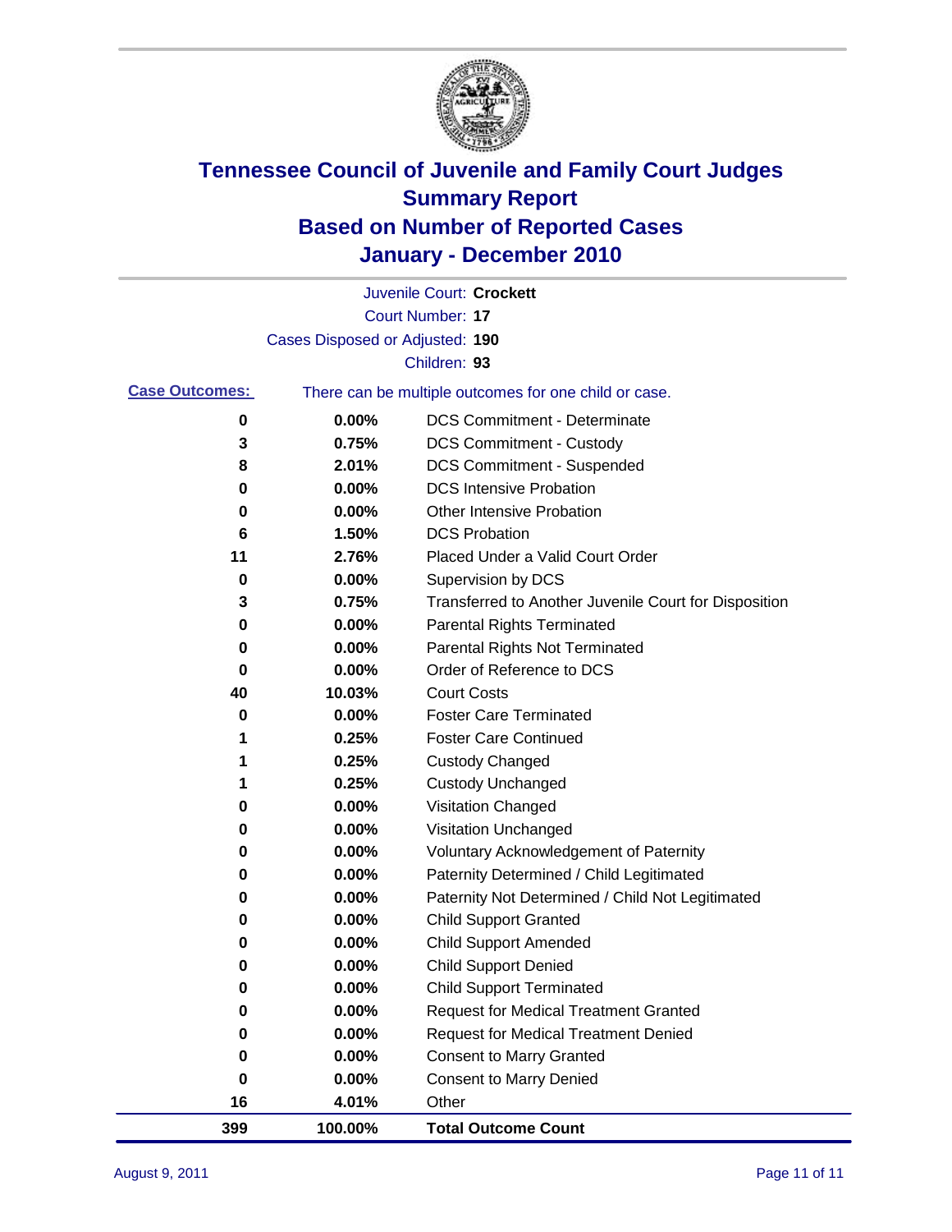# Tennessee Council of Juvenile and Family Court Judges
## Summary Report
## Based on Number of Reported Cases
## January - December 2010

Juvenile Court: **Crockett**

Court Number: **17**

Cases Disposed or Adjusted: **190**

Children: **93**

**Case Outcomes:** There can be multiple outcomes for one child or case.

| | | |
|---|---|---|
| 0 | 0.00% | DCS Commitment - Determinate |
| 3 | 0.75% | DCS Commitment - Custody |
| 8 | 2.01% | DCS Commitment - Suspended |
| 0 | 0.00% | DCS Intensive Probation |
| 0 | 0.00% | Other Intensive Probation |
| 6 | 1.50% | DCS Probation |
| 11 | 2.76% | Placed Under a Valid Court Order |
| 0 | 0.00% | Supervision by DCS |
| 3 | 0.75% | Transferred to Another Juvenile Court for Disposition |
| 0 | 0.00% | Parental Rights Terminated |
| 0 | 0.00% | Parental Rights Not Terminated |
| 0 | 0.00% | Order of Reference to DCS |
| 40 | 10.03% | Court Costs |
| 0 | 0.00% | Foster Care Terminated |
| 1 | 0.25% | Foster Care Continued |
| 1 | 0.25% | Custody Changed |
| 1 | 0.25% | Custody Unchanged |
| 0 | 0.00% | Visitation Changed |
| 0 | 0.00% | Visitation Unchanged |
| 0 | 0.00% | Voluntary Acknowledgement of Paternity |
| 0 | 0.00% | Paternity Determined / Child Legitimated |
| 0 | 0.00% | Paternity Not Determined / Child Not Legitimated |
| 0 | 0.00% | Child Support Granted |
| 0 | 0.00% | Child Support Amended |
| 0 | 0.00% | Child Support Denied |
| 0 | 0.00% | Child Support Terminated |
| 0 | 0.00% | Request for Medical Treatment Granted |
| 0 | 0.00% | Request for Medical Treatment Denied |
| 0 | 0.00% | Consent to Marry Granted |
| 0 | 0.00% | Consent to Marry Denied |
| 16 | 4.01% | Other |
| **399** | **100.00%** | **Total Outcome Count** |

August 9, 2011